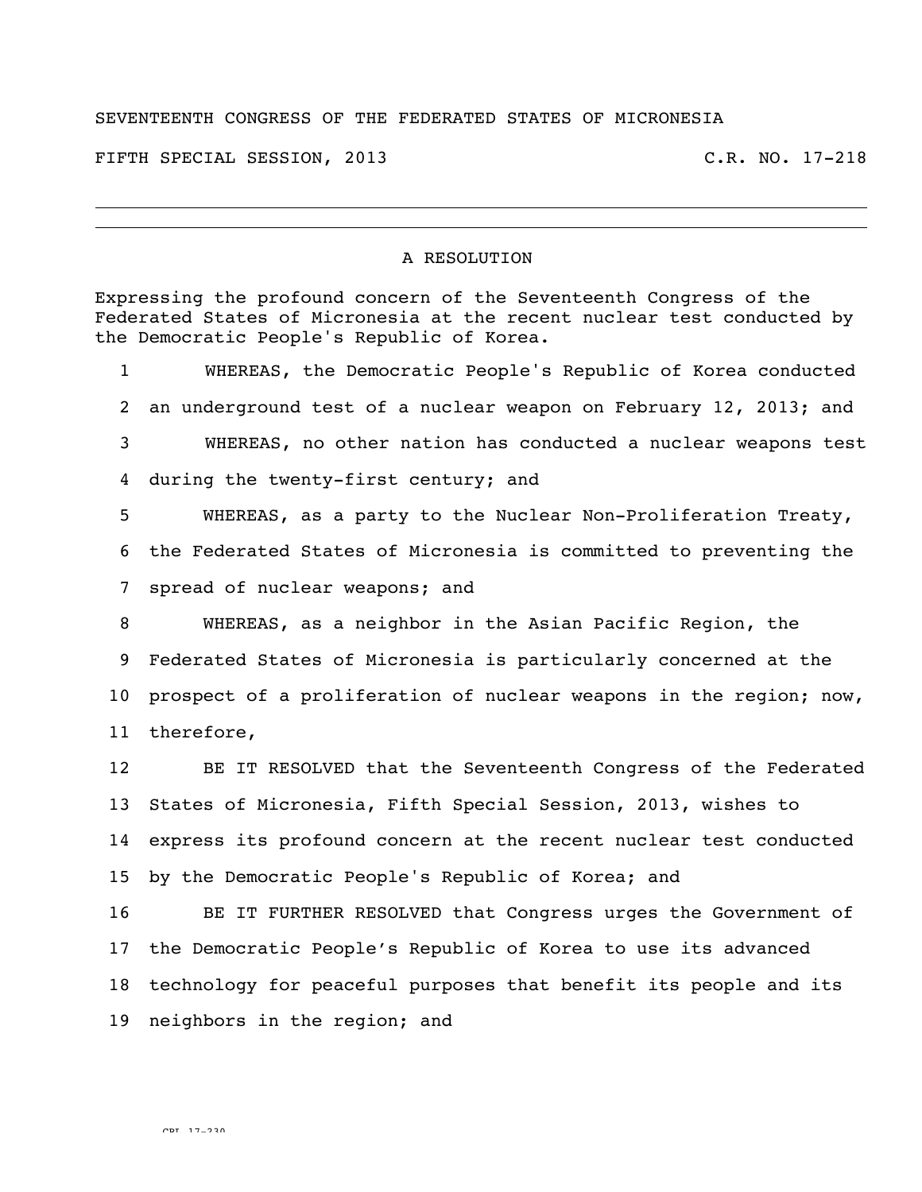SEVENTEENTH CONGRESS OF THE FEDERATED STATES OF MICRONESIA

FIFTH SPECIAL SESSION, 2013 C.R. NO. 17-218

---

# A RESOLUTION

Expressing the profound concern of the Seventeenth Congress of the Federated States of Micronesia at the recent nuclear test conducted by the Democratic People's Republic of Korea.

1 WHEREAS, the Democratic People's Republic of Korea conducted
2 an underground test of a nuclear weapon on February 12, 2013; and
3 WHEREAS, no other nation has conducted a nuclear weapons test
4 during the twenty-first century; and
5 WHEREAS, as a party to the Nuclear Non-Proliferation Treaty,
6 the Federated States of Micronesia is committed to preventing the
7 spread of nuclear weapons; and
8 WHEREAS, as a neighbor in the Asian Pacific Region, the
9 Federated States of Micronesia is particularly concerned at the
10 prospect of a proliferation of nuclear weapons in the region; now,
11 therefore,
12 BE IT RESOLVED that the Seventeenth Congress of the Federated
13 States of Micronesia, Fifth Special Session, 2013, wishes to
14 express its profound concern at the recent nuclear test conducted
15 by the Democratic People's Republic of Korea; and
16 BE IT FURTHER RESOLVED that Congress urges the Government of
17 the Democratic People's Republic of Korea to use its advanced
18 technology for peaceful purposes that benefit its people and its
19 neighbors in the region; and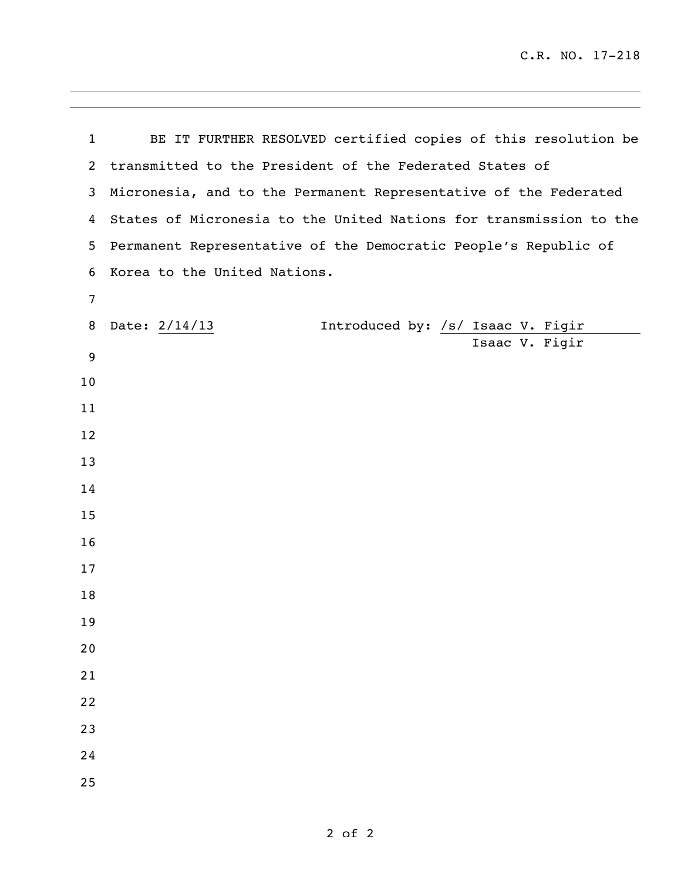BE IT FURTHER RESOLVED certified copies of this resolution be transmitted to the President of the Federated States of Micronesia, and to the Permanent Representative of the Federated States of Micronesia to the United Nations for transmission to the Permanent Representative of the Democratic People's Republic of Korea to the United Nations.

Date: 2/14/13 Introduced by: /s/ Isaac V. Figir

Isaac V. Figir